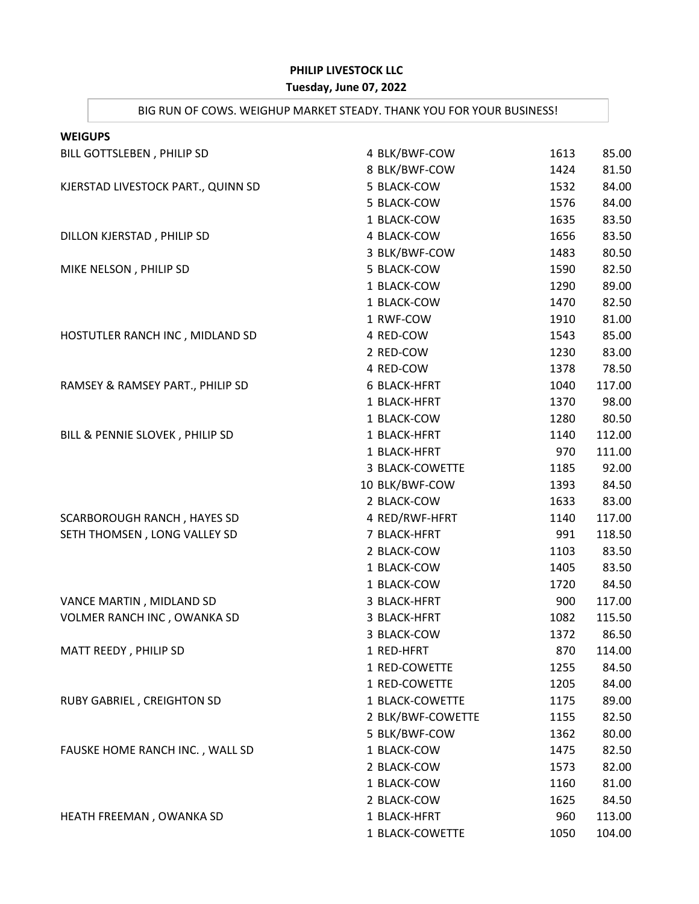**PHILIP LIVESTOCK LLC**

**Tuesday, June 07, 2022**

BIG RUN OF COWS. WEIGHUP MARKET STEADY. THANK YOU FOR YOUR BUSINESS!

**WEIGUPS**

| Consignor | Head/Description | Weight | Price |
|---|---|---|---|
| BILL GOTTSLEBEN , PHILIP SD | 4 BLK/BWF-COW | 1613 | 85.00 |
| | 8 BLK/BWF-COW | 1424 | 81.50 |
| KJERSTAD LIVESTOCK PART., QUINN SD | 5 BLACK-COW | 1532 | 84.00 |
| | 5 BLACK-COW | 1576 | 84.00 |
| | 1 BLACK-COW | 1635 | 83.50 |
| DILLON KJERSTAD , PHILIP SD | 4 BLACK-COW | 1656 | 83.50 |
| | 3 BLK/BWF-COW | 1483 | 80.50 |
| MIKE NELSON , PHILIP SD | 5 BLACK-COW | 1590 | 82.50 |
| | 1 BLACK-COW | 1290 | 89.00 |
| | 1 BLACK-COW | 1470 | 82.50 |
| | 1 RWF-COW | 1910 | 81.00 |
| HOSTUTLER RANCH INC , MIDLAND SD | 4 RED-COW | 1543 | 85.00 |
| | 2 RED-COW | 1230 | 83.00 |
| | 4 RED-COW | 1378 | 78.50 |
| RAMSEY & RAMSEY PART., PHILIP SD | 6 BLACK-HFRT | 1040 | 117.00 |
| | 1 BLACK-HFRT | 1370 | 98.00 |
| | 1 BLACK-COW | 1280 | 80.50 |
| BILL & PENNIE SLOVEK , PHILIP SD | 1 BLACK-HFRT | 1140 | 112.00 |
| | 1 BLACK-HFRT | 970 | 111.00 |
| | 3 BLACK-COWETTE | 1185 | 92.00 |
| | 10 BLK/BWF-COW | 1393 | 84.50 |
| | 2 BLACK-COW | 1633 | 83.00 |
| SCARBOROUGH RANCH , HAYES SD | 4 RED/RWF-HFRT | 1140 | 117.00 |
| SETH THOMSEN , LONG VALLEY SD | 7 BLACK-HFRT | 991 | 118.50 |
| | 2 BLACK-COW | 1103 | 83.50 |
| | 1 BLACK-COW | 1405 | 83.50 |
| | 1 BLACK-COW | 1720 | 84.50 |
| VANCE MARTIN , MIDLAND SD | 3 BLACK-HFRT | 900 | 117.00 |
| VOLMER RANCH INC , OWANKA SD | 3 BLACK-HFRT | 1082 | 115.50 |
| | 3 BLACK-COW | 1372 | 86.50 |
| MATT REEDY , PHILIP SD | 1 RED-HFRT | 870 | 114.00 |
| | 1 RED-COWETTE | 1255 | 84.50 |
| | 1 RED-COWETTE | 1205 | 84.00 |
| RUBY GABRIEL , CREIGHTON SD | 1 BLACK-COWETTE | 1175 | 89.00 |
| | 2 BLK/BWF-COWETTE | 1155 | 82.50 |
| | 5 BLK/BWF-COW | 1362 | 80.00 |
| FAUSKE HOME RANCH INC. , WALL SD | 1 BLACK-COW | 1475 | 82.50 |
| | 2 BLACK-COW | 1573 | 82.00 |
| | 1 BLACK-COW | 1160 | 81.00 |
| | 2 BLACK-COW | 1625 | 84.50 |
| HEATH FREEMAN , OWANKA SD | 1 BLACK-HFRT | 960 | 113.00 |
| | 1 BLACK-COWETTE | 1050 | 104.00 |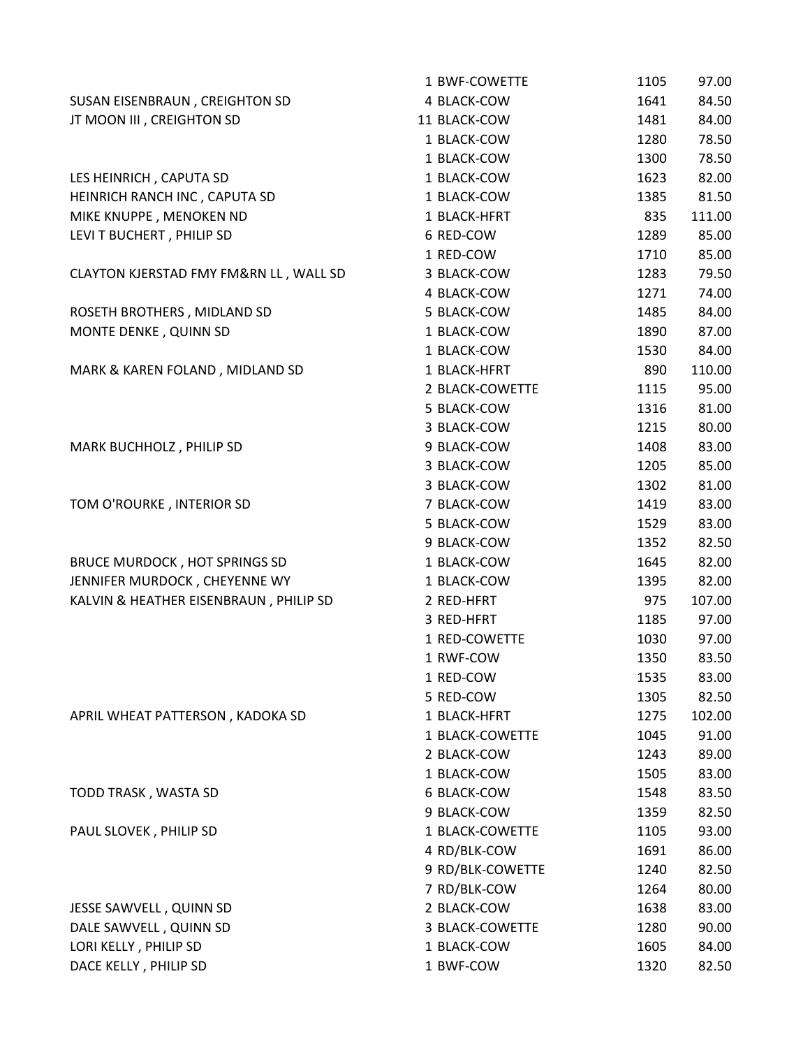| | | | |
|---|---|---|---|
| | 1 BWF-COWETTE | 1105 | 97.00 |
| SUSAN EISENBRAUN , CREIGHTON SD | 4 BLACK-COW | 1641 | 84.50 |
| JT MOON III , CREIGHTON SD | 11 BLACK-COW | 1481 | 84.00 |
| | 1 BLACK-COW | 1280 | 78.50 |
| | 1 BLACK-COW | 1300 | 78.50 |
| LES HEINRICH , CAPUTA SD | 1 BLACK-COW | 1623 | 82.00 |
| HEINRICH RANCH INC , CAPUTA SD | 1 BLACK-COW | 1385 | 81.50 |
| MIKE KNUPPE , MENOKEN ND | 1 BLACK-HFRT | 835 | 111.00 |
| LEVI T BUCHERT , PHILIP SD | 6 RED-COW | 1289 | 85.00 |
| | 1 RED-COW | 1710 | 85.00 |
| CLAYTON KJERSTAD FMY FM&RN LL , WALL SD | 3 BLACK-COW | 1283 | 79.50 |
| | 4 BLACK-COW | 1271 | 74.00 |
| ROSETH BROTHERS , MIDLAND SD | 5 BLACK-COW | 1485 | 84.00 |
| MONTE DENKE , QUINN SD | 1 BLACK-COW | 1890 | 87.00 |
| | 1 BLACK-COW | 1530 | 84.00 |
| MARK & KAREN FOLAND , MIDLAND SD | 1 BLACK-HFRT | 890 | 110.00 |
| | 2 BLACK-COWETTE | 1115 | 95.00 |
| | 5 BLACK-COW | 1316 | 81.00 |
| | 3 BLACK-COW | 1215 | 80.00 |
| MARK BUCHHOLZ , PHILIP SD | 9 BLACK-COW | 1408 | 83.00 |
| | 3 BLACK-COW | 1205 | 85.00 |
| | 3 BLACK-COW | 1302 | 81.00 |
| TOM O'ROURKE , INTERIOR SD | 7 BLACK-COW | 1419 | 83.00 |
| | 5 BLACK-COW | 1529 | 83.00 |
| | 9 BLACK-COW | 1352 | 82.50 |
| BRUCE MURDOCK , HOT SPRINGS SD | 1 BLACK-COW | 1645 | 82.00 |
| JENNIFER MURDOCK , CHEYENNE WY | 1 BLACK-COW | 1395 | 82.00 |
| KALVIN & HEATHER EISENBRAUN , PHILIP SD | 2 RED-HFRT | 975 | 107.00 |
| | 3 RED-HFRT | 1185 | 97.00 |
| | 1 RED-COWETTE | 1030 | 97.00 |
| | 1 RWF-COW | 1350 | 83.50 |
| | 1 RED-COW | 1535 | 83.00 |
| | 5 RED-COW | 1305 | 82.50 |
| APRIL WHEAT PATTERSON , KADOKA SD | 1 BLACK-HFRT | 1275 | 102.00 |
| | 1 BLACK-COWETTE | 1045 | 91.00 |
| | 2 BLACK-COW | 1243 | 89.00 |
| | 1 BLACK-COW | 1505 | 83.00 |
| TODD TRASK , WASTA SD | 6 BLACK-COW | 1548 | 83.50 |
| | 9 BLACK-COW | 1359 | 82.50 |
| PAUL SLOVEK , PHILIP SD | 1 BLACK-COWETTE | 1105 | 93.00 |
| | 4 RD/BLK-COW | 1691 | 86.00 |
| | 9 RD/BLK-COWETTE | 1240 | 82.50 |
| | 7 RD/BLK-COW | 1264 | 80.00 |
| JESSE SAWVELL , QUINN SD | 2 BLACK-COW | 1638 | 83.00 |
| DALE SAWVELL , QUINN SD | 3 BLACK-COWETTE | 1280 | 90.00 |
| LORI KELLY , PHILIP SD | 1 BLACK-COW | 1605 | 84.00 |
| DACE KELLY , PHILIP SD | 1 BWF-COW | 1320 | 82.50 |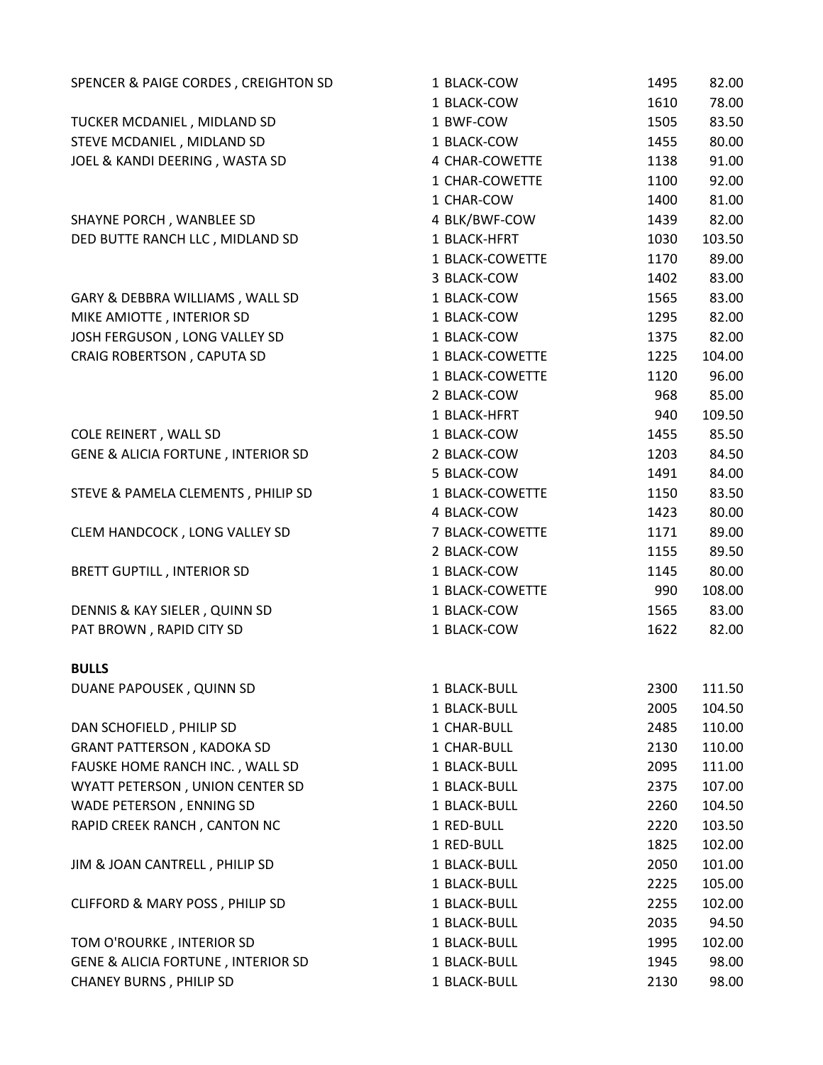| | | | |
|---|---|---|---|
| SPENCER & PAIGE CORDES , CREIGHTON SD | 1 BLACK-COW | 1495 | 82.00 |
| | 1 BLACK-COW | 1610 | 78.00 |
| TUCKER MCDANIEL , MIDLAND SD | 1 BWF-COW | 1505 | 83.50 |
| STEVE MCDANIEL , MIDLAND SD | 1 BLACK-COW | 1455 | 80.00 |
| JOEL & KANDI DEERING , WASTA SD | 4 CHAR-COWETTE | 1138 | 91.00 |
| | 1 CHAR-COWETTE | 1100 | 92.00 |
| | 1 CHAR-COW | 1400 | 81.00 |
| SHAYNE PORCH , WANBLEE SD | 4 BLK/BWF-COW | 1439 | 82.00 |
| DED BUTTE RANCH LLC , MIDLAND SD | 1 BLACK-HFRT | 1030 | 103.50 |
| | 1 BLACK-COWETTE | 1170 | 89.00 |
| | 3 BLACK-COW | 1402 | 83.00 |
| GARY & DEBBRA WILLIAMS , WALL SD | 1 BLACK-COW | 1565 | 83.00 |
| MIKE AMIOTTE , INTERIOR SD | 1 BLACK-COW | 1295 | 82.00 |
| JOSH FERGUSON , LONG VALLEY SD | 1 BLACK-COW | 1375 | 82.00 |
| CRAIG ROBERTSON , CAPUTA SD | 1 BLACK-COWETTE | 1225 | 104.00 |
| | 1 BLACK-COWETTE | 1120 | 96.00 |
| | 2 BLACK-COW | 968 | 85.00 |
| | 1 BLACK-HFRT | 940 | 109.50 |
| COLE REINERT , WALL SD | 1 BLACK-COW | 1455 | 85.50 |
| GENE & ALICIA FORTUNE , INTERIOR SD | 2 BLACK-COW | 1203 | 84.50 |
| | 5 BLACK-COW | 1491 | 84.00 |
| STEVE & PAMELA CLEMENTS , PHILIP SD | 1 BLACK-COWETTE | 1150 | 83.50 |
| | 4 BLACK-COW | 1423 | 80.00 |
| CLEM HANDCOCK , LONG VALLEY SD | 7 BLACK-COWETTE | 1171 | 89.00 |
| | 2 BLACK-COW | 1155 | 89.50 |
| BRETT GUPTILL , INTERIOR SD | 1 BLACK-COW | 1145 | 80.00 |
| | 1 BLACK-COWETTE | 990 | 108.00 |
| DENNIS & KAY SIELER , QUINN SD | 1 BLACK-COW | 1565 | 83.00 |
| PAT BROWN , RAPID CITY SD | 1 BLACK-COW | 1622 | 82.00 |

**BULLS**

| | | | |
|---|---|---|---|
| DUANE PAPOUSEK , QUINN SD | 1 BLACK-BULL | 2300 | 111.50 |
| | 1 BLACK-BULL | 2005 | 104.50 |
| DAN SCHOFIELD , PHILIP SD | 1 CHAR-BULL | 2485 | 110.00 |
| GRANT PATTERSON , KADOKA SD | 1 CHAR-BULL | 2130 | 110.00 |
| FAUSKE HOME RANCH INC. , WALL SD | 1 BLACK-BULL | 2095 | 111.00 |
| WYATT PETERSON , UNION CENTER SD | 1 BLACK-BULL | 2375 | 107.00 |
| WADE PETERSON , ENNING SD | 1 BLACK-BULL | 2260 | 104.50 |
| RAPID CREEK RANCH , CANTON NC | 1 RED-BULL | 2220 | 103.50 |
| | 1 RED-BULL | 1825 | 102.00 |
| JIM & JOAN CANTRELL , PHILIP SD | 1 BLACK-BULL | 2050 | 101.00 |
| | 1 BLACK-BULL | 2225 | 105.00 |
| CLIFFORD & MARY POSS , PHILIP SD | 1 BLACK-BULL | 2255 | 102.00 |
| | 1 BLACK-BULL | 2035 | 94.50 |
| TOM O'ROURKE , INTERIOR SD | 1 BLACK-BULL | 1995 | 102.00 |
| GENE & ALICIA FORTUNE , INTERIOR SD | 1 BLACK-BULL | 1945 | 98.00 |
| CHANEY BURNS , PHILIP SD | 1 BLACK-BULL | 2130 | 98.00 |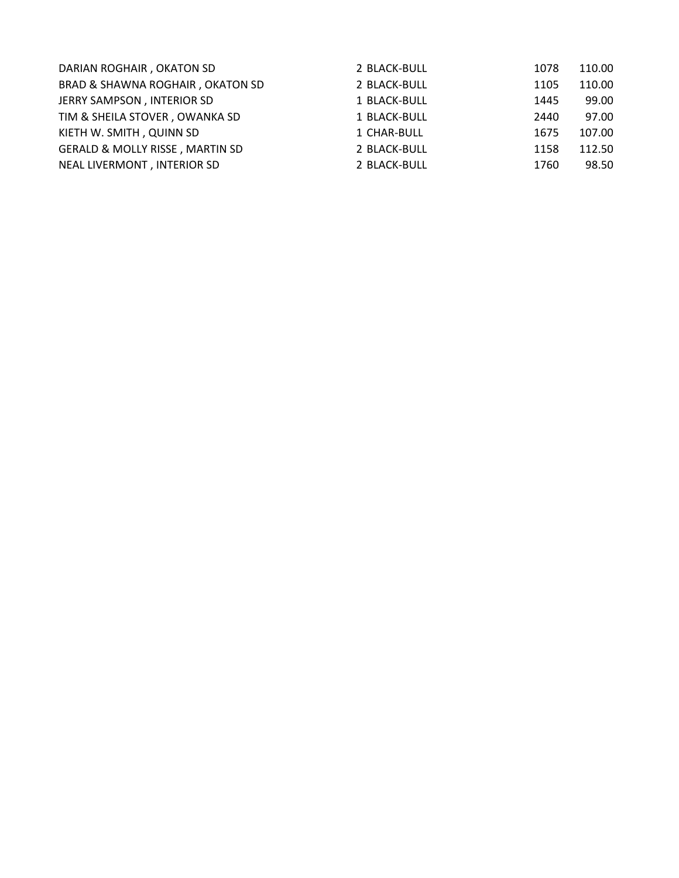| | | | |
|---|---|---|---|
| DARIAN ROGHAIR , OKATON SD | 2 BLACK-BULL | 1078 | 110.00 |
| BRAD & SHAWNA ROGHAIR , OKATON SD | 2 BLACK-BULL | 1105 | 110.00 |
| JERRY SAMPSON , INTERIOR SD | 1 BLACK-BULL | 1445 | 99.00 |
| TIM & SHEILA STOVER , OWANKA SD | 1 BLACK-BULL | 2440 | 97.00 |
| KIETH W. SMITH , QUINN SD | 1 CHAR-BULL | 1675 | 107.00 |
| GERALD & MOLLY RISSE , MARTIN SD | 2 BLACK-BULL | 1158 | 112.50 |
| NEAL LIVERMONT , INTERIOR SD | 2 BLACK-BULL | 1760 | 98.50 |